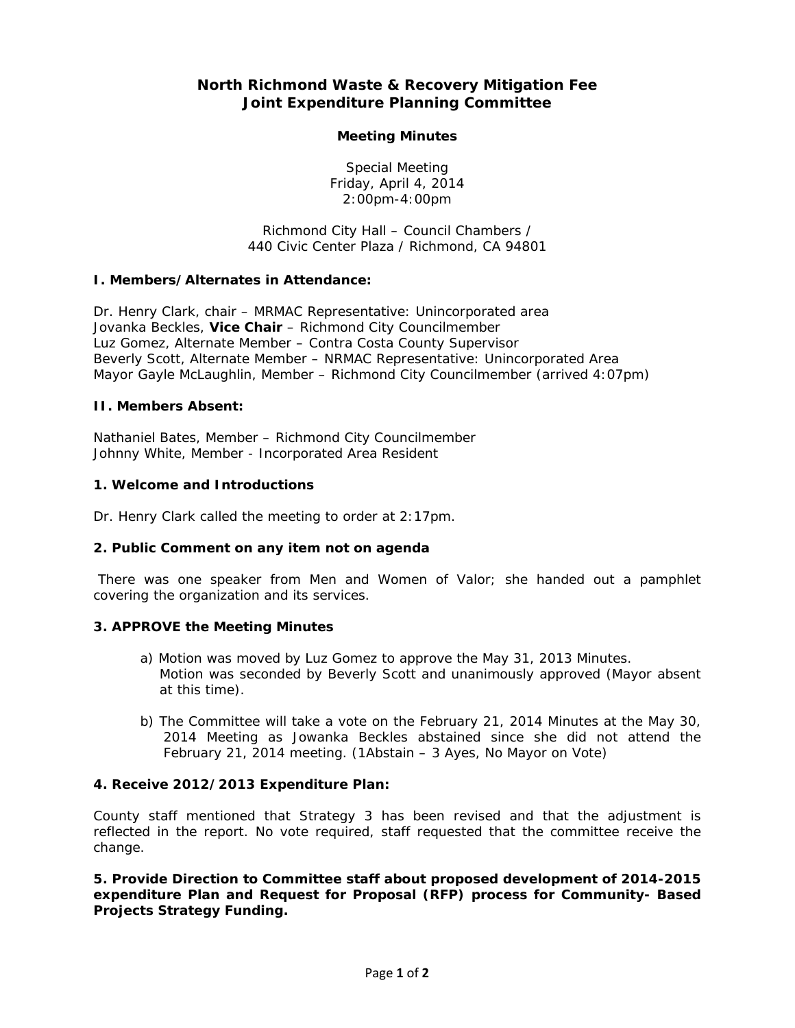# North Richmond Waste & Recovery Mitigation Fee
# Joint Expenditure Planning Committee

## Meeting Minutes

Special Meeting
Friday, April 4, 2014
2:00pm-4:00pm

Richmond City Hall – Council Chambers /
440 Civic Center Plaza / Richmond, CA 94801

### I. Members/Alternates in Attendance:

Dr. Henry Clark, chair – MRMAC Representative: Unincorporated area
Jovanka Beckles, **Vice Chair** – Richmond City Councilmember
Luz Gomez, Alternate Member – Contra Costa County Supervisor
Beverly Scott, Alternate Member – NRMAC Representative: Unincorporated Area
Mayor Gayle McLaughlin, Member – Richmond City Councilmember (arrived 4:07pm)

### II. Members Absent:

Nathaniel Bates, Member – Richmond City Councilmember
Johnny White, Member - Incorporated Area Resident

### 1. Welcome and Introductions

Dr. Henry Clark called the meeting to order at 2:17pm.

### 2. Public Comment on any item not on agenda

There was one speaker from Men and Women of Valor; she handed out a pamphlet covering the organization and its services.

### 3. APPROVE the Meeting Minutes

a) Motion was moved by Luz Gomez to approve the May 31, 2013 Minutes. Motion was seconded by Beverly Scott and unanimously approved (Mayor absent at this time).

b) The Committee will take a vote on the February 21, 2014 Minutes at the May 30, 2014 Meeting as Jowanka Beckles abstained since she did not attend the February 21, 2014 meeting. (1Abstain – 3 Ayes, No Mayor on Vote)

### 4. Receive 2012/2013 Expenditure Plan:

County staff mentioned that Strategy 3 has been revised and that the adjustment is reflected in the report. No vote required, staff requested that the committee receive the change.

### 5. Provide Direction to Committee staff about proposed development of 2014-2015 expenditure Plan and Request for Proposal (RFP) process for Community- Based Projects Strategy Funding.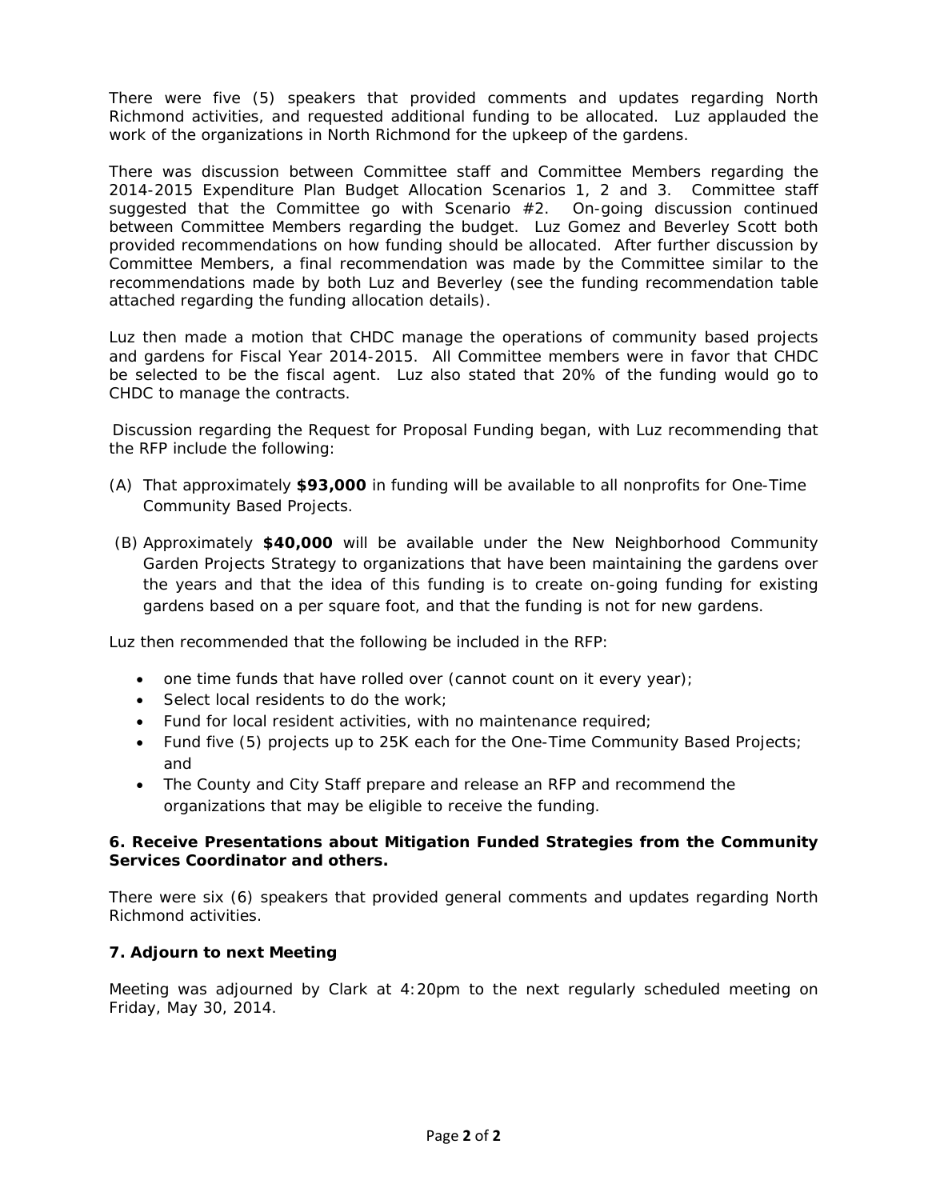There were five (5) speakers that provided comments and updates regarding North Richmond activities, and requested additional funding to be allocated. Luz applauded the work of the organizations in North Richmond for the upkeep of the gardens.

There was discussion between Committee staff and Committee Members regarding the 2014-2015 Expenditure Plan Budget Allocation Scenarios 1, 2 and 3. Committee staff suggested that the Committee go with Scenario #2. On-going discussion continued between Committee Members regarding the budget. Luz Gomez and Beverley Scott both provided recommendations on how funding should be allocated. After further discussion by Committee Members, a final recommendation was made by the Committee similar to the recommendations made by both Luz and Beverley (see the funding recommendation table attached regarding the funding allocation details).

Luz then made a motion that CHDC manage the operations of community based projects and gardens for Fiscal Year 2014-2015. All Committee members were in favor that CHDC be selected to be the fiscal agent. Luz also stated that 20% of the funding would go to CHDC to manage the contracts.

Discussion regarding the Request for Proposal Funding began, with Luz recommending that the RFP include the following:

(A) That approximately **$93,000** in funding will be available to all nonprofits for One-Time Community Based Projects.

(B) Approximately **$40,000** will be available under the New Neighborhood Community Garden Projects Strategy to organizations that have been maintaining the gardens over the years and that the idea of this funding is to create on-going funding for existing gardens based on a per square foot, and that the funding is not for new gardens.

Luz then recommended that the following be included in the RFP:

- one time funds that have rolled over (cannot count on it every year);
- Select local residents to do the work;
- Fund for local resident activities, with no maintenance required;
- Fund five (5) projects up to 25K each for the One-Time Community Based Projects; and
- The County and City Staff prepare and release an RFP and recommend the organizations that may be eligible to receive the funding.

**6. Receive Presentations about Mitigation Funded Strategies from the Community Services Coordinator and others.**

There were six (6) speakers that provided general comments and updates regarding North Richmond activities.

**7. Adjourn to next Meeting**

Meeting was adjourned by Clark at 4:20pm to the next regularly scheduled meeting on Friday, May 30, 2014.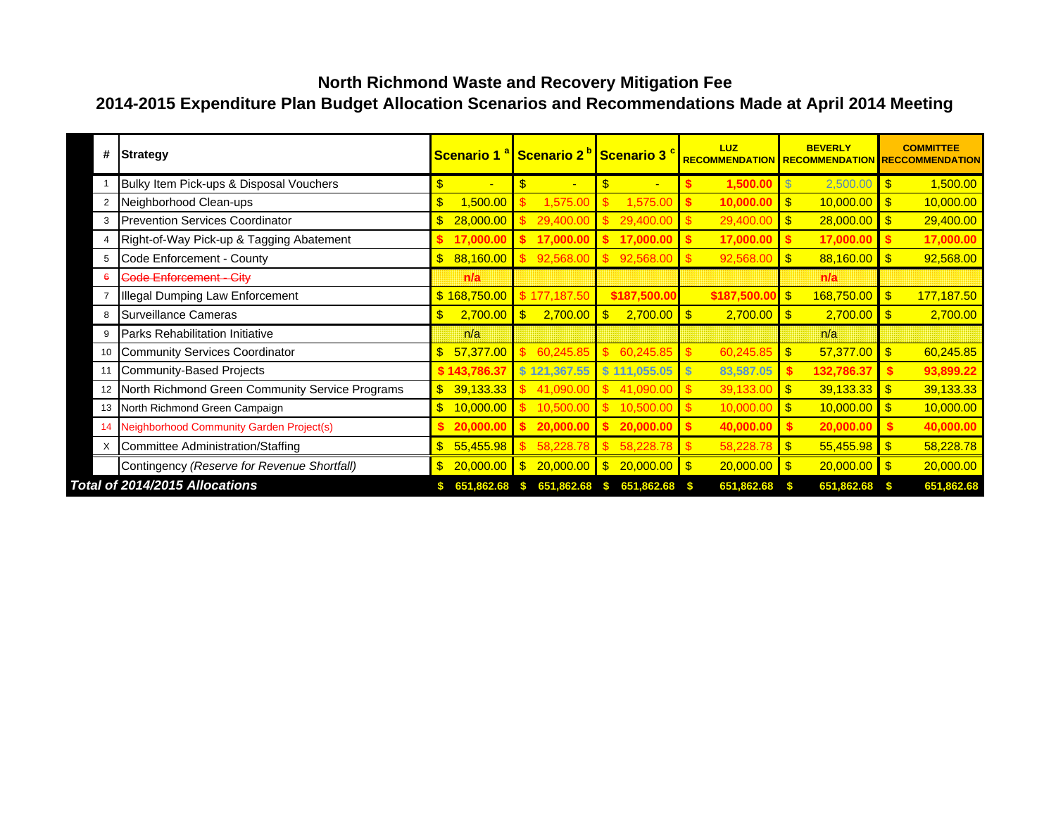# North Richmond Waste and Recovery Mitigation Fee

## 2014-2015 Expenditure Plan Budget Allocation Scenarios and Recommendations Made at April 2014 Meeting

| # | Strategy | Scenario 1 [a] | Scenario 2 [b] | Scenario 3 [c] | LUZ RECOMMENDATION | BEVERLY RECOMMENDATION | COMMITTEE RECCOMMENDATION |
|---|---|---|---|---|---|---|---|
| 1 | Bulky Item Pick-ups & Disposal Vouchers | $ - | $ - | $ - | $ 1,500.00 | $ 2,500.00 | $ 1,500.00 |
| 2 | Neighborhood Clean-ups | $ 1,500.00 | $ 1,575.00 | $ 1,575.00 | $ 10,000.00 | $ 10,000.00 | $ 10,000.00 |
| 3 | Prevention Services Coordinator | $ 28,000.00 | $ 29,400.00 | $ 29,400.00 | $ 29,400.00 | $ 28,000.00 | $ 29,400.00 |
| 4 | Right-of-Way Pick-up & Tagging Abatement | $ 17,000.00 | $ 17,000.00 | $ 17,000.00 | $ 17,000.00 | $ 17,000.00 | $ 17,000.00 |
| 5 | Code Enforcement - County | $ 88,160.00 | $ 92,568.00 | $ 92,568.00 | $ 92,568.00 | $ 88,160.00 | $ 92,568.00 |
| ~~6~~ | ~~Code Enforcement - City~~ | n/a | | | | n/a | |
| 7 | Illegal Dumping Law Enforcement | $ 168,750.00 | $ 177,187.50 | $187,500.00 | $187,500.00 | $ 168,750.00 | $ 177,187.50 |
| 8 | Surveillance Cameras | $ 2,700.00 | $ 2,700.00 | $ 2,700.00 | $ 2,700.00 | $ 2,700.00 | $ 2,700.00 |
| 9 | Parks Rehabilitation Initiative | n/a | | | | n/a | |
| 10 | Community Services Coordinator | $ 57,377.00 | $ 60,245.85 | $ 60,245.85 | $ 60,245.85 | $ 57,377.00 | $ 60,245.85 |
| 11 | Community-Based Projects | $ 143,786.37 | $ 121,367.55 | $ 111,055.05 | $ 83,587.05 | $ 132,786.37 | $ 93,899.22 |
| 12 | North Richmond Green Community Service Programs | $ 39,133.33 | $ 41,090.00 | $ 41,090.00 | $ 39,133.00 | $ 39,133.33 | $ 39,133.33 |
| 13 | North Richmond Green Campaign | $ 10,000.00 | $ 10,500.00 | $ 10,500.00 | $ 10,000.00 | $ 10,000.00 | $ 10,000.00 |
| 14 | Neighborhood Community Garden Project(s) | $ 20,000.00 | $ 20,000.00 | $ 20,000.00 | $ 40,000.00 | $ 20,000.00 | $ 40,000.00 |
| X | Committee Administration/Staffing | $ 55,455.98 | $ 58,228.78 | $ 58,228.78 | $ 58,228.78 | $ 55,455.98 | $ 58,228.78 |
| | Contingency *(Reserve for Revenue Shortfall)* | $ 20,000.00 | $ 20,000.00 | $ 20,000.00 | $ 20,000.00 | $ 20,000.00 | $ 20,000.00 |
| ***Total of 2014/2015 Allocations*** | | **$ 651,862.68** | **$ 651,862.68** | **$ 651,862.68** | **$ 651,862.68** | **$ 651,862.68** | **$ 651,862.68** |